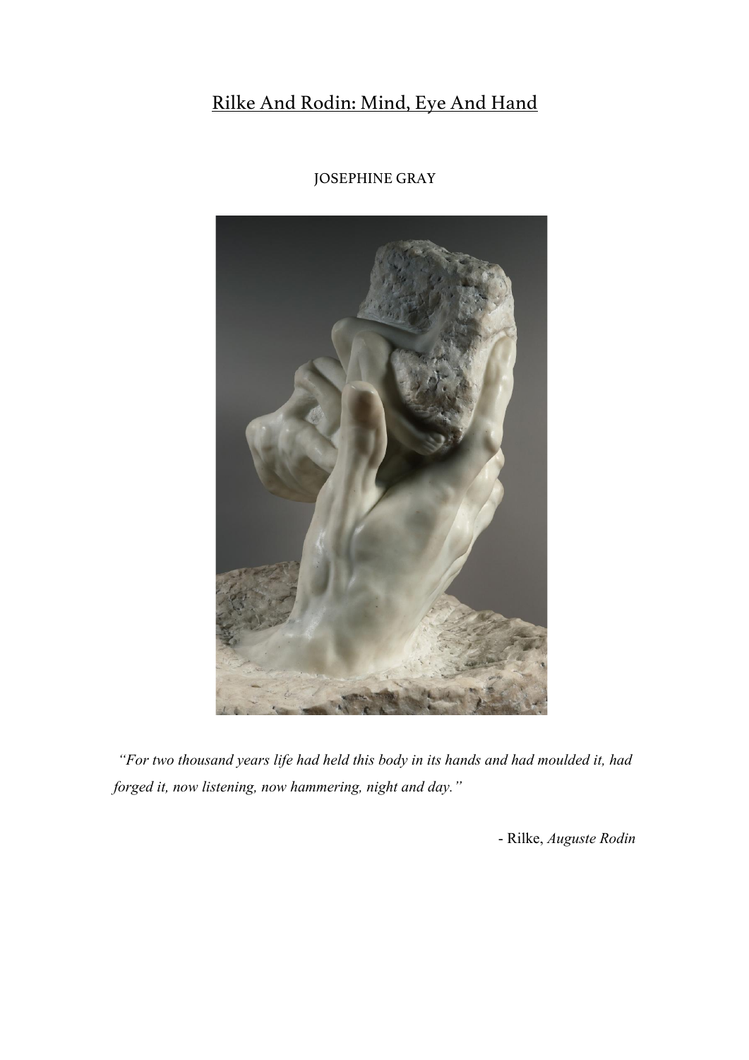# Rilke And Rodin: Mind, Eye And Hand

JOSEPHINE GRAY

*"For two thousand years life had held this body in its hands and had moulded it, had forged it, now listening, now hammering, night and day."*

- Rilke, *Auguste Rodin*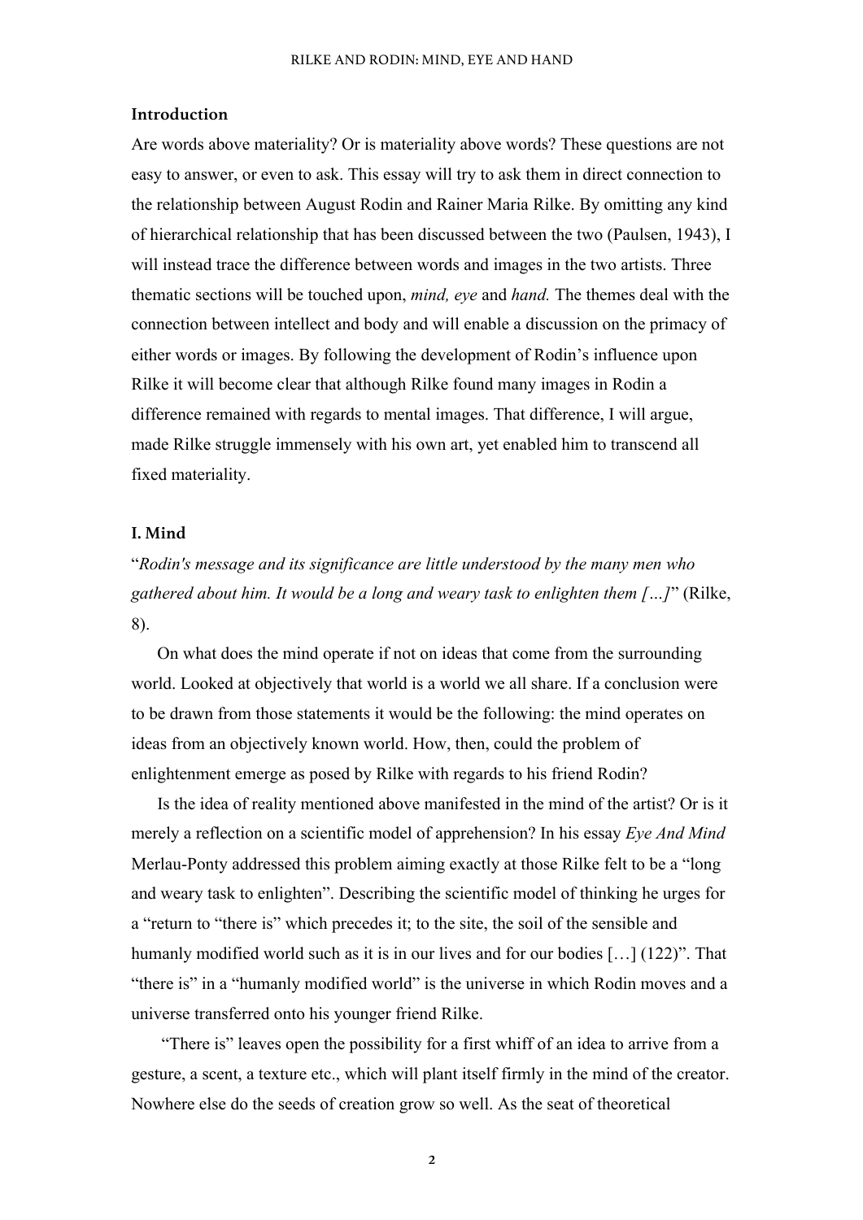## Introduction

Are words above materiality? Or is materiality above words? These questions are not easy to answer, or even to ask. This essay will try to ask them in direct connection to the relationship between August Rodin and Rainer Maria Rilke. By omitting any kind of hierarchical relationship that has been discussed between the two (Paulsen, 1943), I will instead trace the difference between words and images in the two artists. Three thematic sections will be touched upon, *mind, eye* and *hand.* The themes deal with the connection between intellect and body and will enable a discussion on the primacy of either words or images. By following the development of Rodin's influence upon Rilke it will become clear that although Rilke found many images in Rodin a difference remained with regards to mental images. That difference, I will argue, made Rilke struggle immensely with his own art, yet enabled him to transcend all fixed materiality.

## I. Mind

"*Rodin's message and its significance are little understood by the many men who gathered about him. It would be a long and weary task to enlighten them […]*" (Rilke, 8).

On what does the mind operate if not on ideas that come from the surrounding world. Looked at objectively that world is a world we all share. If a conclusion were to be drawn from those statements it would be the following: the mind operates on ideas from an objectively known world. How, then, could the problem of enlightenment emerge as posed by Rilke with regards to his friend Rodin?

Is the idea of reality mentioned above manifested in the mind of the artist? Or is it merely a reflection on a scientific model of apprehension? In his essay *Eye And Mind* Merlau-Ponty addressed this problem aiming exactly at those Rilke felt to be a "long and weary task to enlighten". Describing the scientific model of thinking he urges for a "return to "there is" which precedes it; to the site, the soil of the sensible and humanly modified world such as it is in our lives and for our bodies […] (122)". That "there is" in a "humanly modified world" is the universe in which Rodin moves and a universe transferred onto his younger friend Rilke.

"There is" leaves open the possibility for a first whiff of an idea to arrive from a gesture, a scent, a texture etc., which will plant itself firmly in the mind of the creator. Nowhere else do the seeds of creation grow so well. As the seat of theoretical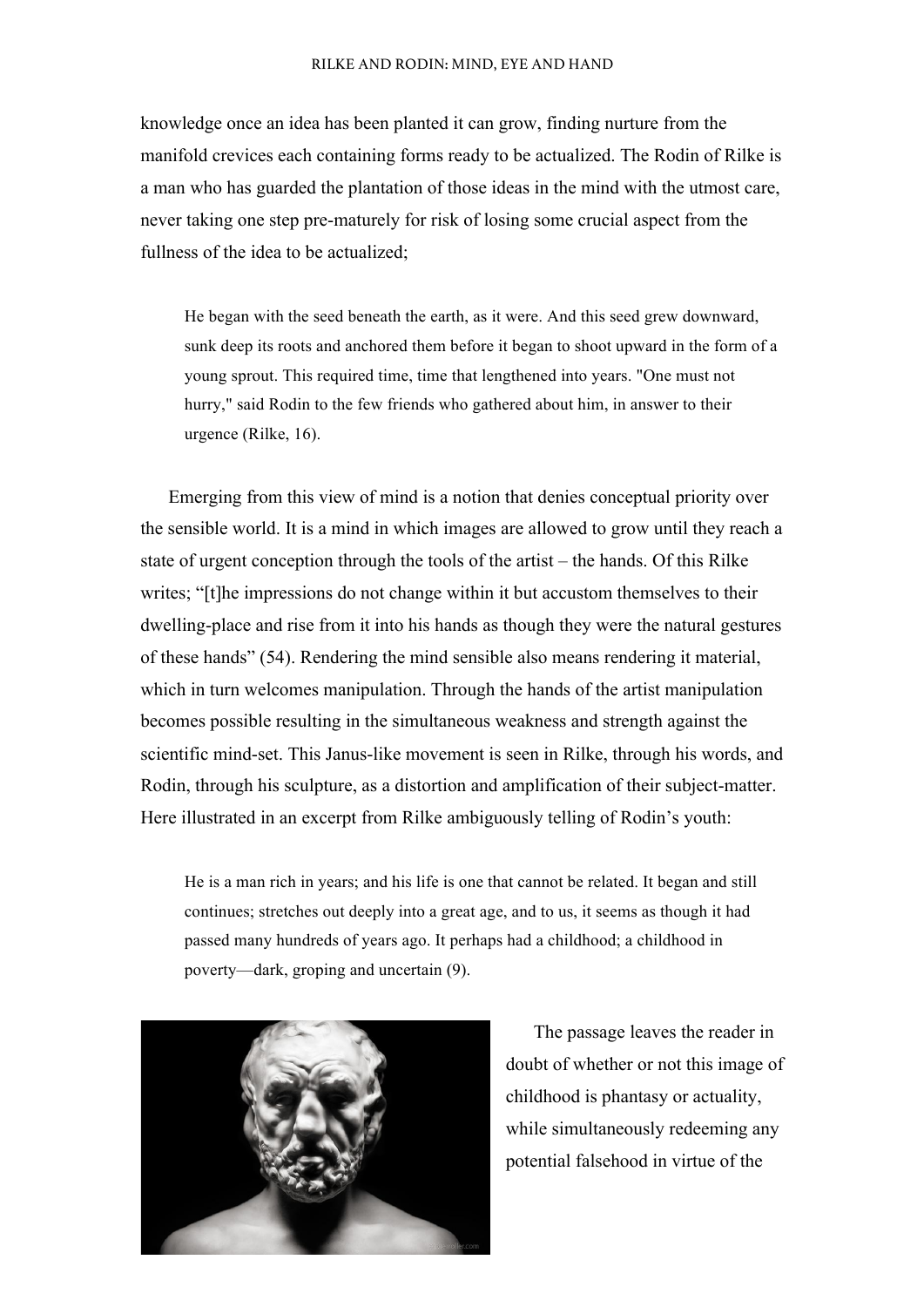knowledge once an idea has been planted it can grow, finding nurture from the manifold crevices each containing forms ready to be actualized. The Rodin of Rilke is a man who has guarded the plantation of those ideas in the mind with the utmost care, never taking one step pre-maturely for risk of losing some crucial aspect from the fullness of the idea to be actualized;

> He began with the seed beneath the earth, as it were. And this seed grew downward, sunk deep its roots and anchored them before it began to shoot upward in the form of a young sprout. This required time, time that lengthened into years. "One must not hurry," said Rodin to the few friends who gathered about him, in answer to their urgence (Rilke, 16).

Emerging from this view of mind is a notion that denies conceptual priority over the sensible world. It is a mind in which images are allowed to grow until they reach a state of urgent conception through the tools of the artist – the hands. Of this Rilke writes; "[t]he impressions do not change within it but accustom themselves to their dwelling-place and rise from it into his hands as though they were the natural gestures of these hands" (54). Rendering the mind sensible also means rendering it material, which in turn welcomes manipulation. Through the hands of the artist manipulation becomes possible resulting in the simultaneous weakness and strength against the scientific mind-set. This Janus-like movement is seen in Rilke, through his words, and Rodin, through his sculpture, as a distortion and amplification of their subject-matter. Here illustrated in an excerpt from Rilke ambiguously telling of Rodin's youth:

> He is a man rich in years; and his life is one that cannot be related. It began and still continues; stretches out deeply into a great age, and to us, it seems as though it had passed many hundreds of years ago. It perhaps had a childhood; a childhood in poverty—dark, groping and uncertain (9).

The passage leaves the reader in doubt of whether or not this image of childhood is phantasy or actuality, while simultaneously redeeming any potential falsehood in virtue of the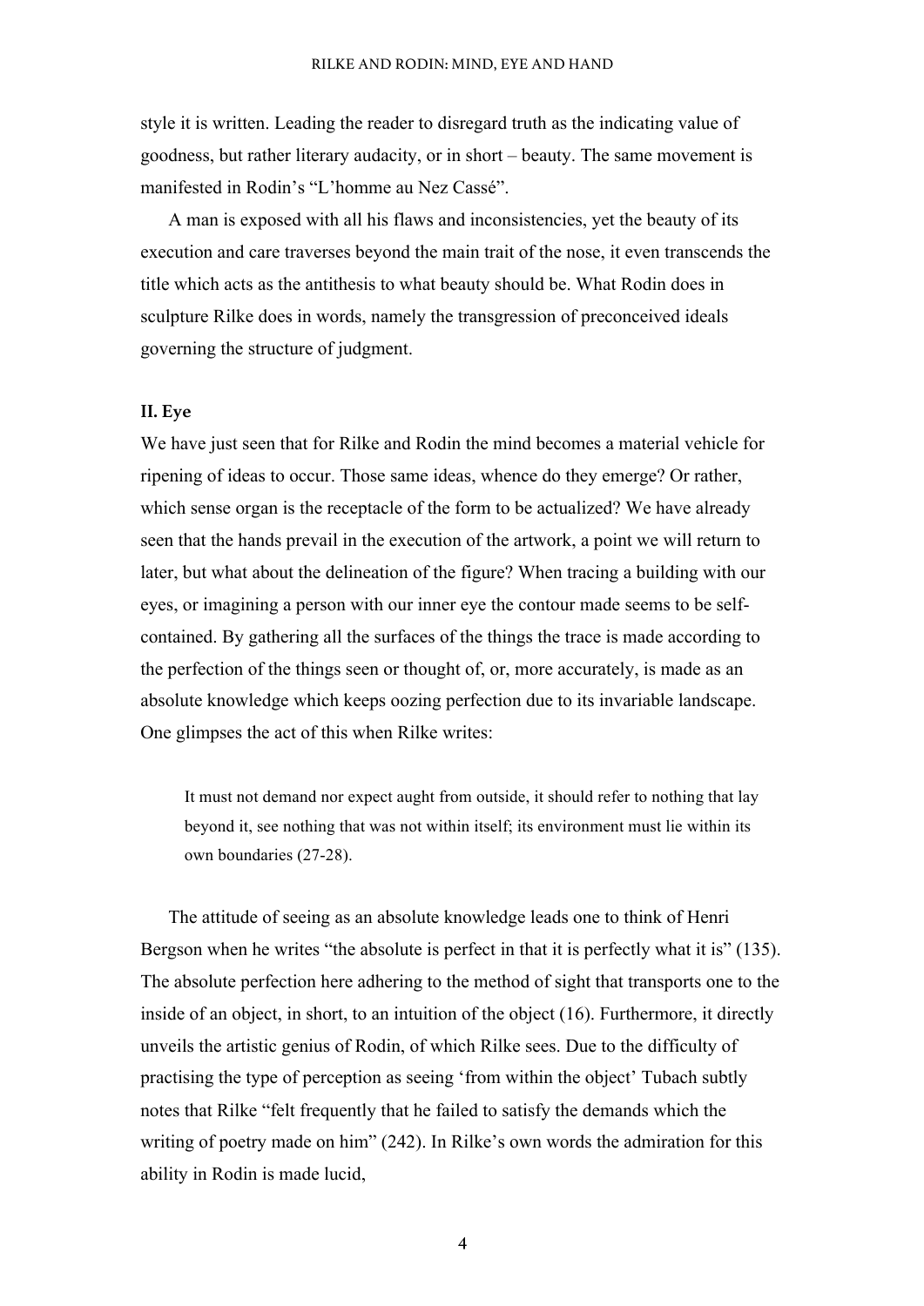style it is written. Leading the reader to disregard truth as the indicating value of goodness, but rather literary audacity, or in short – beauty. The same movement is manifested in Rodin's "L'homme au Nez Cassé".

A man is exposed with all his flaws and inconsistencies, yet the beauty of its execution and care traverses beyond the main trait of the nose, it even transcends the title which acts as the antithesis to what beauty should be. What Rodin does in sculpture Rilke does in words, namely the transgression of preconceived ideals governing the structure of judgment.

### II. Eye

We have just seen that for Rilke and Rodin the mind becomes a material vehicle for ripening of ideas to occur. Those same ideas, whence do they emerge? Or rather, which sense organ is the receptacle of the form to be actualized? We have already seen that the hands prevail in the execution of the artwork, a point we will return to later, but what about the delineation of the figure? When tracing a building with our eyes, or imagining a person with our inner eye the contour made seems to be self-contained. By gathering all the surfaces of the things the trace is made according to the perfection of the things seen or thought of, or, more accurately, is made as an absolute knowledge which keeps oozing perfection due to its invariable landscape. One glimpses the act of this when Rilke writes:

> It must not demand nor expect aught from outside, it should refer to nothing that lay beyond it, see nothing that was not within itself; its environment must lie within its own boundaries (27-28).

The attitude of seeing as an absolute knowledge leads one to think of Henri Bergson when he writes "the absolute is perfect in that it is perfectly what it is" (135). The absolute perfection here adhering to the method of sight that transports one to the inside of an object, in short, to an intuition of the object (16). Furthermore, it directly unveils the artistic genius of Rodin, of which Rilke sees. Due to the difficulty of practising the type of perception as seeing 'from within the object' Tubach subtly notes that Rilke "felt frequently that he failed to satisfy the demands which the writing of poetry made on him" (242). In Rilke's own words the admiration for this ability in Rodin is made lucid,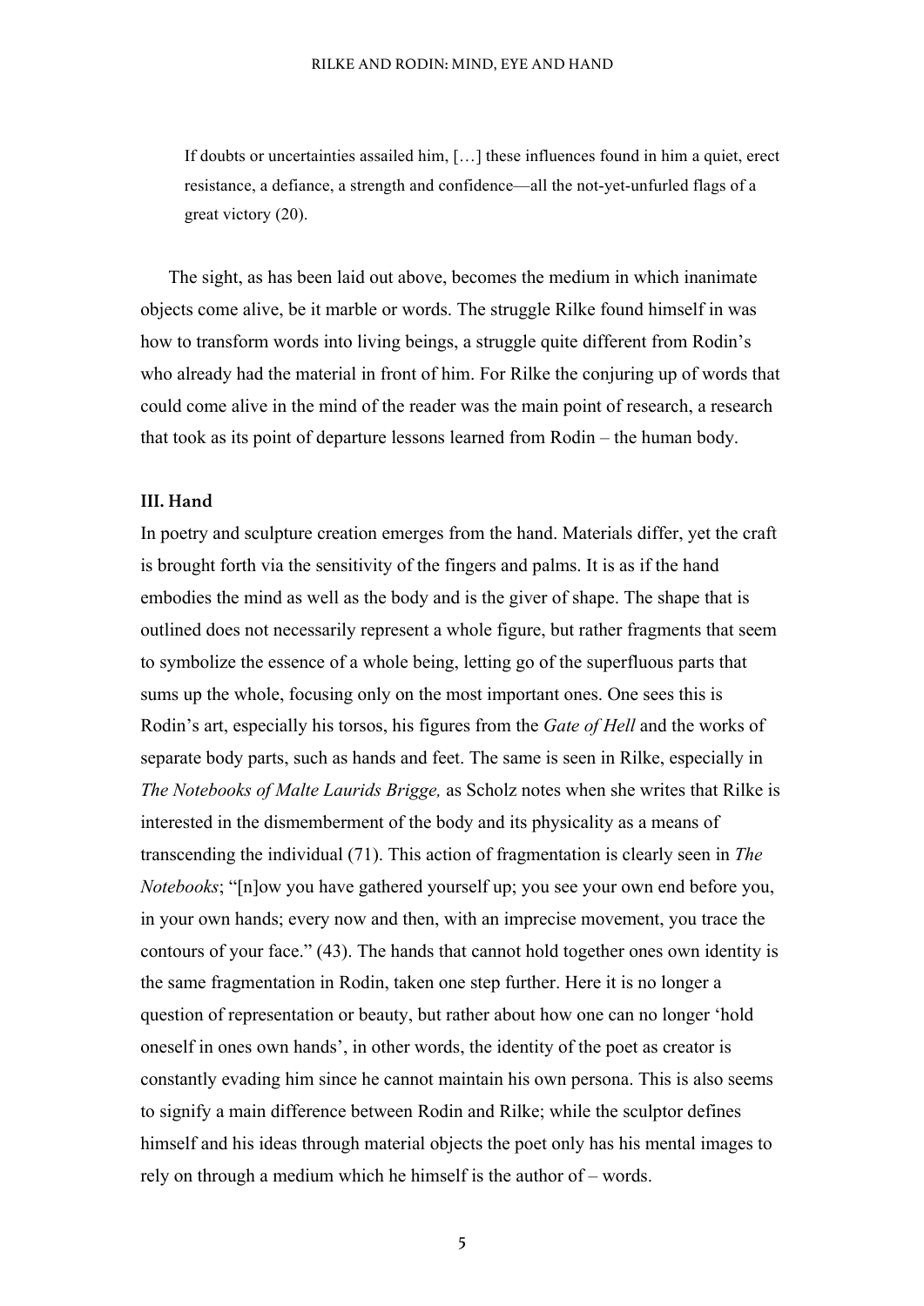> If doubts or uncertainties assailed him, […] these influences found in him a quiet, erect resistance, a defiance, a strength and confidence—all the not-yet-unfurled flags of a great victory (20).

The sight, as has been laid out above, becomes the medium in which inanimate objects come alive, be it marble or words. The struggle Rilke found himself in was how to transform words into living beings, a struggle quite different from Rodin's who already had the material in front of him. For Rilke the conjuring up of words that could come alive in the mind of the reader was the main point of research, a research that took as its point of departure lessons learned from Rodin – the human body.

### III. Hand

In poetry and sculpture creation emerges from the hand. Materials differ, yet the craft is brought forth via the sensitivity of the fingers and palms. It is as if the hand embodies the mind as well as the body and is the giver of shape. The shape that is outlined does not necessarily represent a whole figure, but rather fragments that seem to symbolize the essence of a whole being, letting go of the superfluous parts that sums up the whole, focusing only on the most important ones. One sees this is Rodin's art, especially his torsos, his figures from the *Gate of Hell* and the works of separate body parts, such as hands and feet. The same is seen in Rilke, especially in *The Notebooks of Malte Laurids Brigge,* as Scholz notes when she writes that Rilke is interested in the dismemberment of the body and its physicality as a means of transcending the individual (71). This action of fragmentation is clearly seen in *The Notebooks*; "[n]ow you have gathered yourself up; you see your own end before you, in your own hands; every now and then, with an imprecise movement, you trace the contours of your face." (43). The hands that cannot hold together ones own identity is the same fragmentation in Rodin, taken one step further. Here it is no longer a question of representation or beauty, but rather about how one can no longer 'hold oneself in ones own hands', in other words, the identity of the poet as creator is constantly evading him since he cannot maintain his own persona. This is also seems to signify a main difference between Rodin and Rilke; while the sculptor defines himself and his ideas through material objects the poet only has his mental images to rely on through a medium which he himself is the author of – words.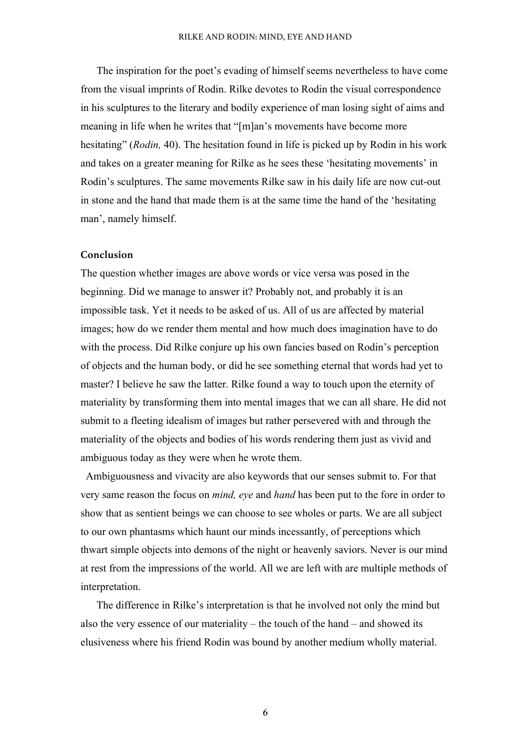The inspiration for the poet's evading of himself seems nevertheless to have come from the visual imprints of Rodin. Rilke devotes to Rodin the visual correspondence in his sculptures to the literary and bodily experience of man losing sight of aims and meaning in life when he writes that "[m]an's movements have become more hesitating" (*Rodin,* 40). The hesitation found in life is picked up by Rodin in his work and takes on a greater meaning for Rilke as he sees these 'hesitating movements' in Rodin's sculptures. The same movements Rilke saw in his daily life are now cut-out in stone and the hand that made them is at the same time the hand of the 'hesitating man', namely himself.

## Conclusion

The question whether images are above words or vice versa was posed in the beginning. Did we manage to answer it? Probably not, and probably it is an impossible task. Yet it needs to be asked of us. All of us are affected by material images; how do we render them mental and how much does imagination have to do with the process. Did Rilke conjure up his own fancies based on Rodin's perception of objects and the human body, or did he see something eternal that words had yet to master? I believe he saw the latter. Rilke found a way to touch upon the eternity of materiality by transforming them into mental images that we can all share. He did not submit to a fleeting idealism of images but rather persevered with and through the materiality of the objects and bodies of his words rendering them just as vivid and ambiguous today as they were when he wrote them.

Ambiguousness and vivacity are also keywords that our senses submit to. For that very same reason the focus on *mind, eye* and *hand* has been put to the fore in order to show that as sentient beings we can choose to see wholes or parts. We are all subject to our own phantasms which haunt our minds incessantly, of perceptions which thwart simple objects into demons of the night or heavenly saviors. Never is our mind at rest from the impressions of the world. All we are left with are multiple methods of interpretation.

The difference in Rilke's interpretation is that he involved not only the mind but also the very essence of our materiality – the touch of the hand – and showed its elusiveness where his friend Rodin was bound by another medium wholly material.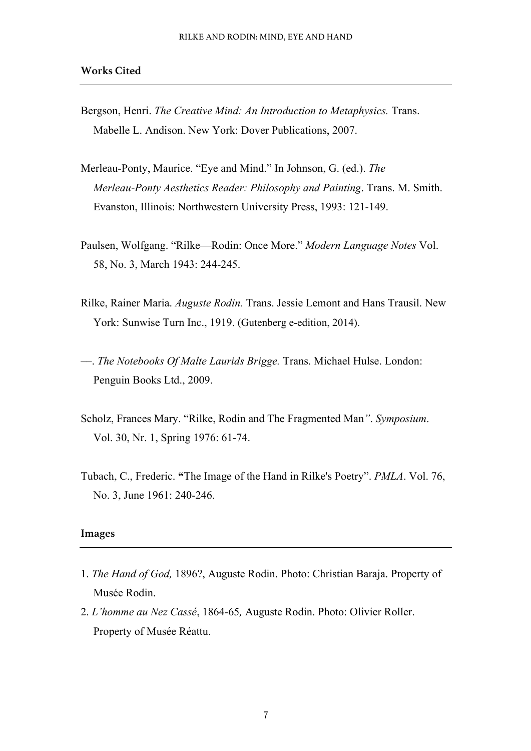## Works Cited

Bergson, Henri. *The Creative Mind: An Introduction to Metaphysics.* Trans. Mabelle L. Andison. New York: Dover Publications, 2007.

Merleau-Ponty, Maurice. "Eye and Mind." In Johnson, G. (ed.). *The Merleau-Ponty Aesthetics Reader: Philosophy and Painting*. Trans. M. Smith. Evanston, Illinois: Northwestern University Press, 1993: 121-149.

Paulsen, Wolfgang. "Rilke—Rodin: Once More." *Modern Language Notes* Vol. 58, No. 3, March 1943: 244-245.

Rilke, Rainer Maria. *Auguste Rodin.* Trans. Jessie Lemont and Hans Trausil. New York: Sunwise Turn Inc., 1919. (Gutenberg e-edition, 2014).

—. *The Notebooks Of Malte Laurids Brigge.* Trans. Michael Hulse. London: Penguin Books Ltd., 2009.

Scholz, Frances Mary. "Rilke, Rodin and The Fragmented Man". *Symposium*. Vol. 30, Nr. 1, Spring 1976: 61-74.

Tubach, C., Frederic. **"**The Image of the Hand in Rilke's Poetry". *PMLA*. Vol. 76, No. 3, June 1961: 240-246.

## Images

1. *The Hand of God,* 1896?, Auguste Rodin. Photo: Christian Baraja. Property of Musée Rodin.
2. *L'homme au Nez Cassé*, 1864-65*,* Auguste Rodin. Photo: Olivier Roller. Property of Musée Réattu.